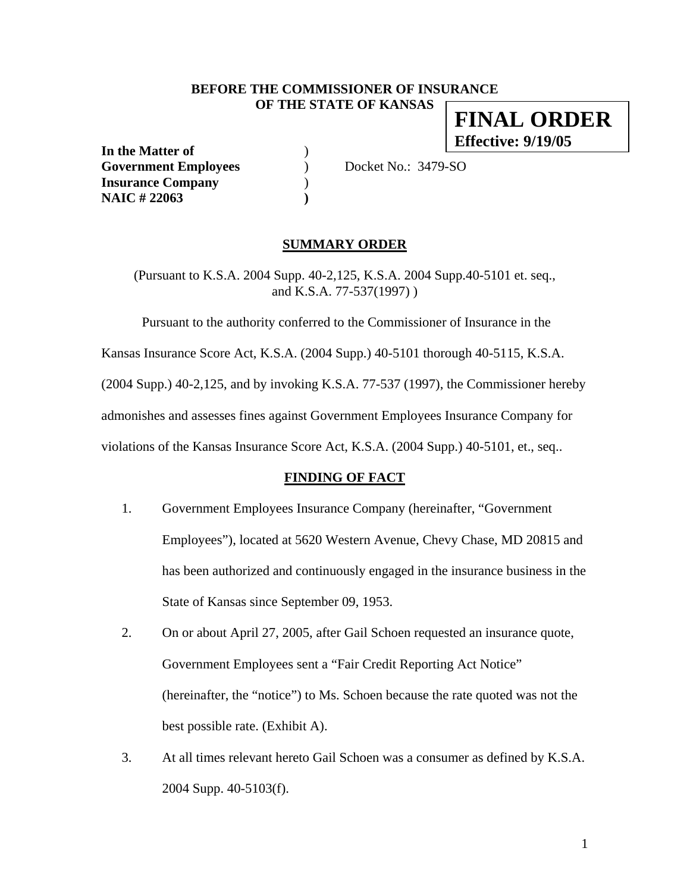**BEFORE THE COMMISSIONER OF INSURANCE**
**OF THE STATE OF KANSAS**

**FINAL ORDER**
**Effective: 9/19/05**

**In the Matter of** )
**Government Employees** ) Docket No.: 3479-SO
**Insurance Company** )
**NAIC # 22063** )

## SUMMARY ORDER

(Pursuant to K.S.A. 2004 Supp. 40-2,125, K.S.A. 2004 Supp.40-5101 et. seq., and K.S.A. 77-537(1997) )

Pursuant to the authority conferred to the Commissioner of Insurance in the Kansas Insurance Score Act, K.S.A. (2004 Supp.) 40-5101 thorough 40-5115, K.S.A. (2004 Supp.) 40-2,125, and by invoking K.S.A. 77-537 (1997), the Commissioner hereby admonishes and assesses fines against Government Employees Insurance Company for violations of the Kansas Insurance Score Act, K.S.A. (2004 Supp.) 40-5101, et., seq..

## FINDING OF FACT

1. Government Employees Insurance Company (hereinafter, "Government Employees"), located at 5620 Western Avenue, Chevy Chase, MD 20815 and has been authorized and continuously engaged in the insurance business in the State of Kansas since September 09, 1953.

2. On or about April 27, 2005, after Gail Schoen requested an insurance quote, Government Employees sent a "Fair Credit Reporting Act Notice" (hereinafter, the "notice") to Ms. Schoen because the rate quoted was not the best possible rate. (Exhibit A).

3. At all times relevant hereto Gail Schoen was a consumer as defined by K.S.A. 2004 Supp. 40-5103(f).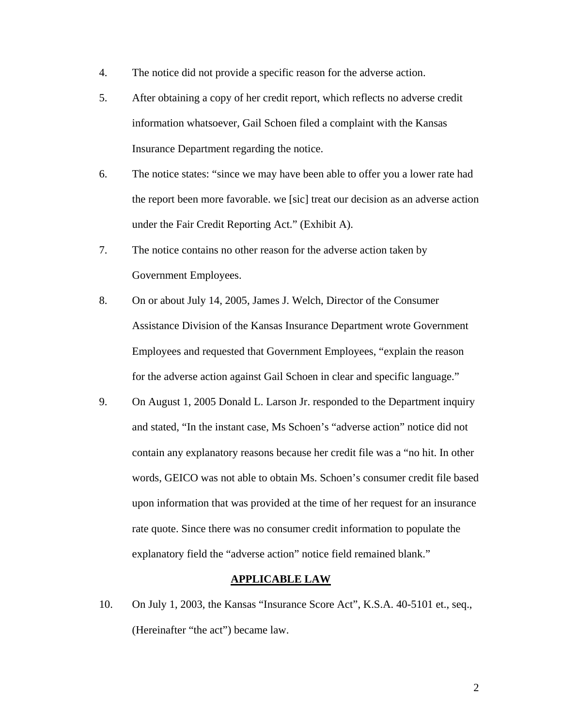4. The notice did not provide a specific reason for the adverse action.

5. After obtaining a copy of her credit report, which reflects no adverse credit information whatsoever, Gail Schoen filed a complaint with the Kansas Insurance Department regarding the notice.

6. The notice states: "since we may have been able to offer you a lower rate had the report been more favorable. we [sic] treat our decision as an adverse action under the Fair Credit Reporting Act." (Exhibit A).

7. The notice contains no other reason for the adverse action taken by Government Employees.

8. On or about July 14, 2005, James J. Welch, Director of the Consumer Assistance Division of the Kansas Insurance Department wrote Government Employees and requested that Government Employees, "explain the reason for the adverse action against Gail Schoen in clear and specific language."

9. On August 1, 2005 Donald L. Larson Jr. responded to the Department inquiry and stated, "In the instant case, Ms Schoen's "adverse action" notice did not contain any explanatory reasons because her credit file was a "no hit. In other words, GEICO was not able to obtain Ms. Schoen's consumer credit file based upon information that was provided at the time of her request for an insurance rate quote. Since there was no consumer credit information to populate the explanatory field the "adverse action" notice field remained blank."

**<u>APPLICABLE LAW</u>**

10. On July 1, 2003, the Kansas "Insurance Score Act", K.S.A. 40-5101 et., seq., (Hereinafter "the act") became law.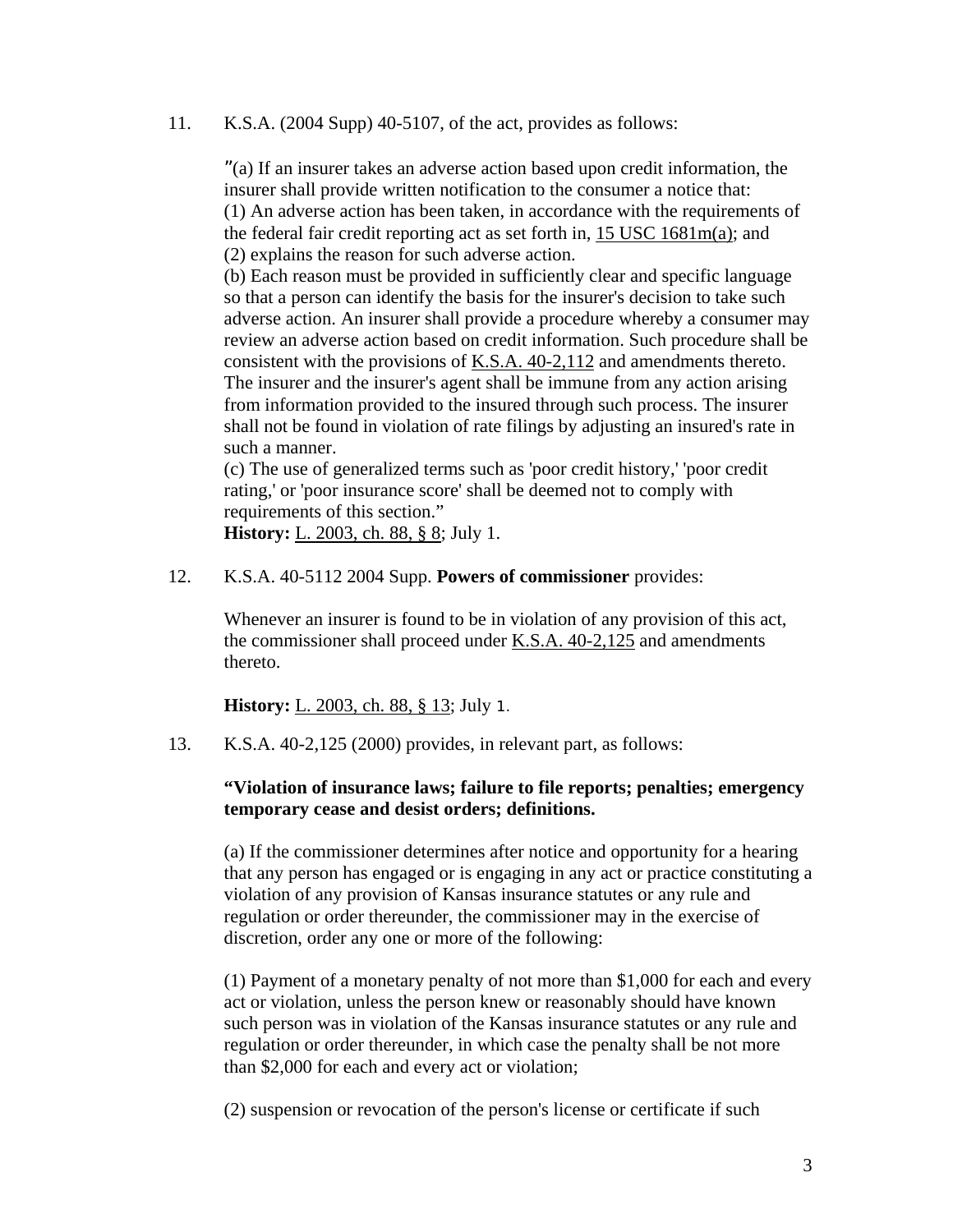11. K.S.A. (2004 Supp) 40-5107, of the act, provides as follows:

   ″(a) If an insurer takes an adverse action based upon credit information, the insurer shall provide written notification to the consumer a notice that:
   (1) An adverse action has been taken, in accordance with the requirements of the federal fair credit reporting act as set forth in, 15 USC 1681m(a); and
   (2) explains the reason for such adverse action.
   (b) Each reason must be provided in sufficiently clear and specific language so that a person can identify the basis for the insurer's decision to take such adverse action. An insurer shall provide a procedure whereby a consumer may review an adverse action based on credit information. Such procedure shall be consistent with the provisions of K.S.A. 40-2,112 and amendments thereto. The insurer and the insurer's agent shall be immune from any action arising from information provided to the insured through such process. The insurer shall not be found in violation of rate filings by adjusting an insured's rate in such a manner.
   (c) The use of generalized terms such as 'poor credit history,' 'poor credit rating,' or 'poor insurance score' shall be deemed not to comply with requirements of this section."
   **History:** L. 2003, ch. 88, § 8; July 1.

12. K.S.A. 40-5112 2004 Supp. **Powers of commissioner** provides:

   Whenever an insurer is found to be in violation of any provision of this act, the commissioner shall proceed under K.S.A. 40-2,125 and amendments thereto.

   **History:** L. 2003, ch. 88, § 13; July 1.

13. K.S.A. 40-2,125 (2000) provides, in relevant part, as follows:

   **"Violation of insurance laws; failure to file reports; penalties; emergency temporary cease and desist orders; definitions.**

   (a) If the commissioner determines after notice and opportunity for a hearing that any person has engaged or is engaging in any act or practice constituting a violation of any provision of Kansas insurance statutes or any rule and regulation or order thereunder, the commissioner may in the exercise of discretion, order any one or more of the following:

   (1) Payment of a monetary penalty of not more than $1,000 for each and every act or violation, unless the person knew or reasonably should have known such person was in violation of the Kansas insurance statutes or any rule and regulation or order thereunder, in which case the penalty shall be not more than $2,000 for each and every act or violation;

   (2) suspension or revocation of the person's license or certificate if such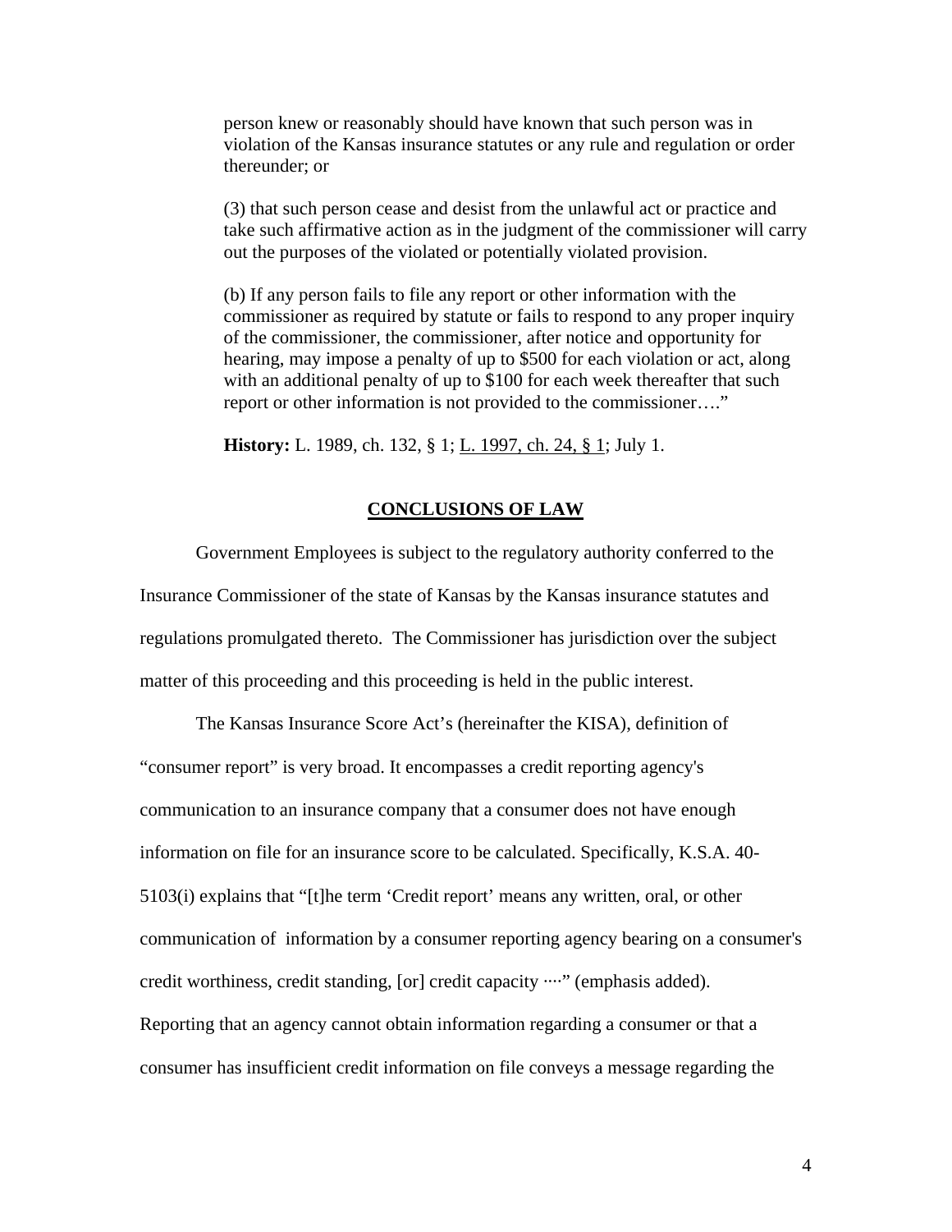person knew or reasonably should have known that such person was in violation of the Kansas insurance statutes or any rule and regulation or order thereunder; or

(3) that such person cease and desist from the unlawful act or practice and take such affirmative action as in the judgment of the commissioner will carry out the purposes of the violated or potentially violated provision.

(b) If any person fails to file any report or other information with the commissioner as required by statute or fails to respond to any proper inquiry of the commissioner, the commissioner, after notice and opportunity for hearing, may impose a penalty of up to $500 for each violation or act, along with an additional penalty of up to $100 for each week thereafter that such report or other information is not provided to the commissioner…."

**History:** L. 1989, ch. 132, § 1; L. 1997, ch. 24, § 1; July 1.

## CONCLUSIONS OF LAW

Government Employees is subject to the regulatory authority conferred to the Insurance Commissioner of the state of Kansas by the Kansas insurance statutes and regulations promulgated thereto. The Commissioner has jurisdiction over the subject matter of this proceeding and this proceeding is held in the public interest.

The Kansas Insurance Score Act's (hereinafter the KISA), definition of "consumer report" is very broad. It encompasses a credit reporting agency's communication to an insurance company that a consumer does not have enough information on file for an insurance score to be calculated. Specifically, K.S.A. 40-5103(i) explains that "[t]he term 'Credit report' means any written, oral, or other communication of information by a consumer reporting agency bearing on a consumer's credit worthiness, credit standing, [or] credit capacity ····" (emphasis added). Reporting that an agency cannot obtain information regarding a consumer or that a consumer has insufficient credit information on file conveys a message regarding the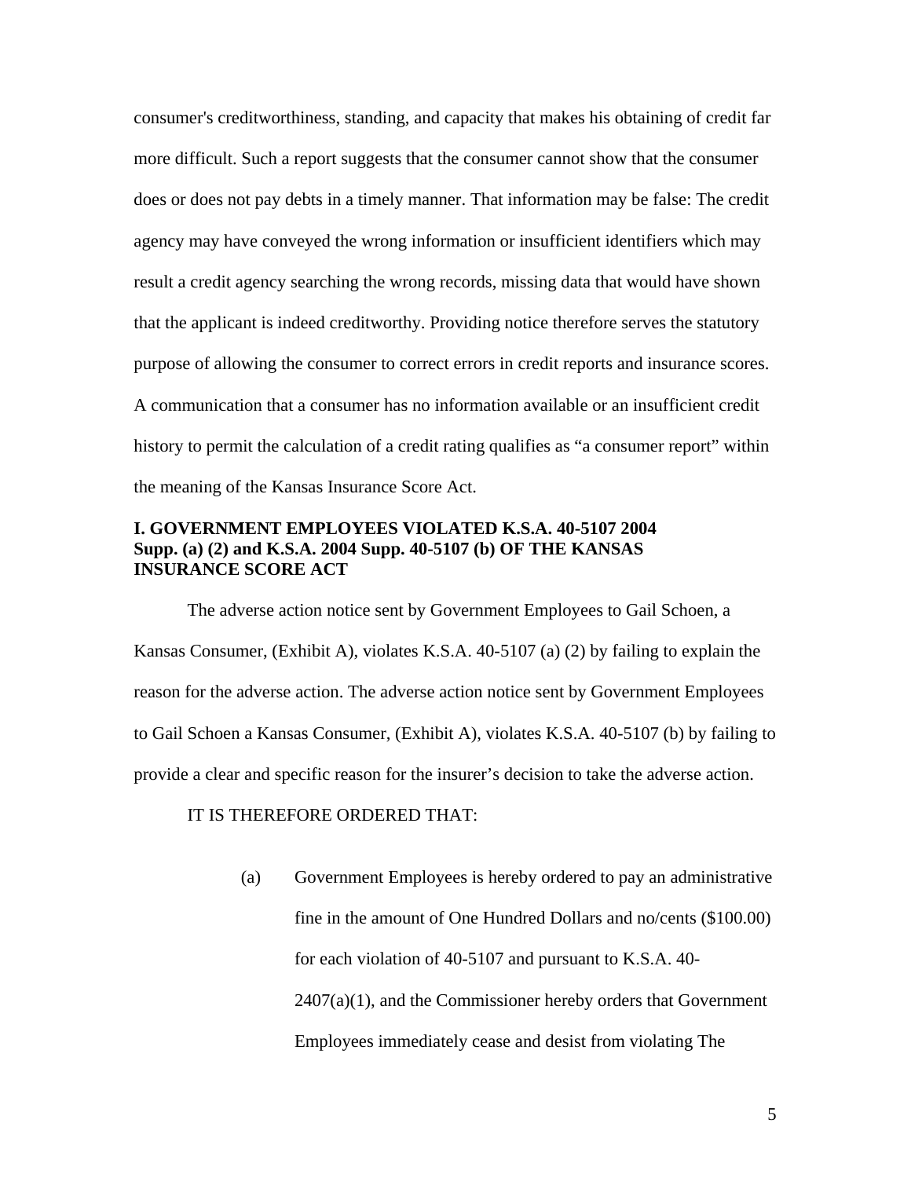consumer's creditworthiness, standing, and capacity that makes his obtaining of credit far more difficult. Such a report suggests that the consumer cannot show that the consumer does or does not pay debts in a timely manner. That information may be false: The credit agency may have conveyed the wrong information or insufficient identifiers which may result a credit agency searching the wrong records, missing data that would have shown that the applicant is indeed creditworthy. Providing notice therefore serves the statutory purpose of allowing the consumer to correct errors in credit reports and insurance scores. A communication that a consumer has no information available or an insufficient credit history to permit the calculation of a credit rating qualifies as "a consumer report" within the meaning of the Kansas Insurance Score Act.

**I. GOVERNMENT EMPLOYEES VIOLATED K.S.A. 40-5107 2004 Supp. (a) (2) and K.S.A. 2004 Supp. 40-5107 (b) OF THE KANSAS INSURANCE SCORE ACT**

The adverse action notice sent by Government Employees to Gail Schoen, a Kansas Consumer, (Exhibit A), violates K.S.A. 40-5107 (a) (2) by failing to explain the reason for the adverse action. The adverse action notice sent by Government Employees to Gail Schoen a Kansas Consumer, (Exhibit A), violates K.S.A. 40-5107 (b) by failing to provide a clear and specific reason for the insurer's decision to take the adverse action.

IT IS THEREFORE ORDERED THAT:

(a) Government Employees is hereby ordered to pay an administrative fine in the amount of One Hundred Dollars and no/cents ($100.00) for each violation of 40-5107 and pursuant to K.S.A. 40-2407(a)(1), and the Commissioner hereby orders that Government Employees immediately cease and desist from violating The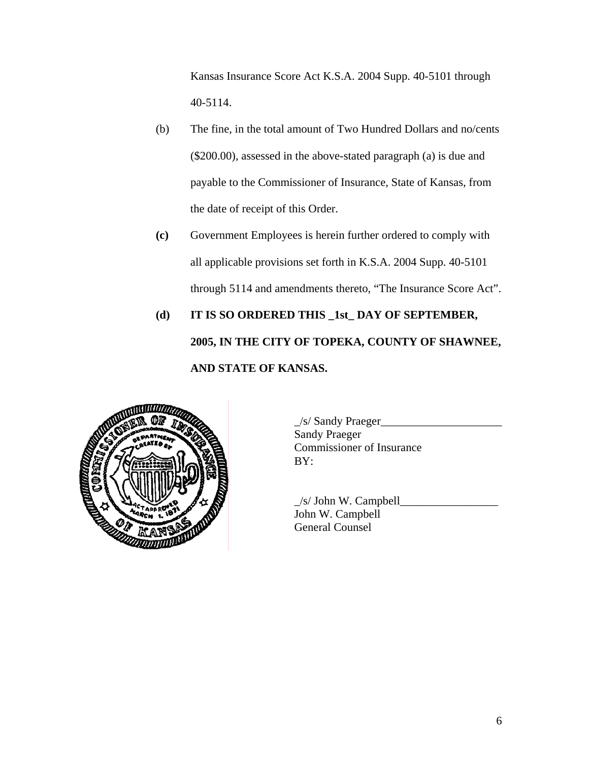Kansas Insurance Score Act K.S.A. 2004 Supp. 40-5101 through 40-5114.

(b) The fine, in the total amount of Two Hundred Dollars and no/cents ($200.00), assessed in the above-stated paragraph (a) is due and payable to the Commissioner of Insurance, State of Kansas, from the date of receipt of this Order.

**(c)** Government Employees is herein further ordered to comply with all applicable provisions set forth in K.S.A. 2004 Supp. 40-5101 through 5114 and amendments thereto, “The Insurance Score Act”.

**(d) IT IS SO ORDERED THIS _1st_ DAY OF SEPTEMBER, 2005, IN THE CITY OF TOPEKA, COUNTY OF SHAWNEE, AND STATE OF KANSAS.**

_/s/ Sandy Praeger_____________________
Sandy Praeger
Commissioner of Insurance
BY:

_/s/ John W. Campbell_________________
John W. Campbell
General Counsel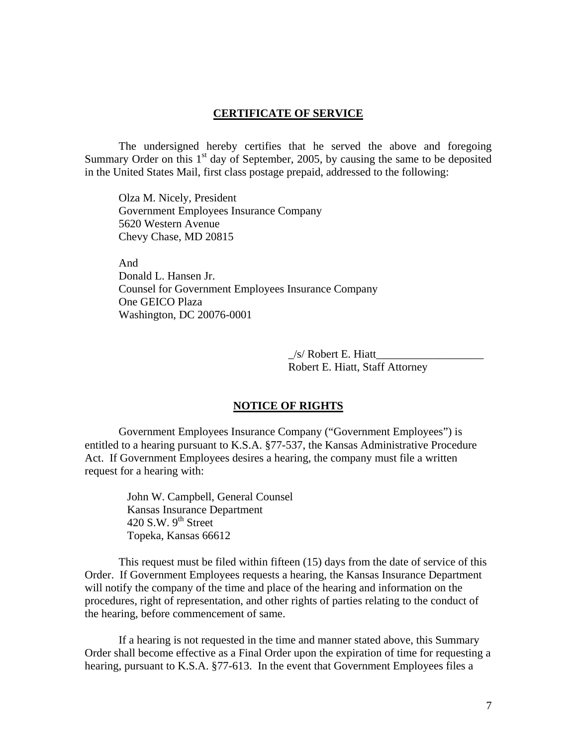## CERTIFICATE OF SERVICE

The undersigned hereby certifies that he served the above and foregoing Summary Order on this 1st day of September, 2005, by causing the same to be deposited in the United States Mail, first class postage prepaid, addressed to the following:

Olza M. Nicely, President
Government Employees Insurance Company
5620 Western Avenue
Chevy Chase, MD 20815

And
Donald L. Hansen Jr.
Counsel for Government Employees Insurance Company
One GEICO Plaza
Washington, DC 20076-0001

_/s/ Robert E. Hiatt___________________
Robert E. Hiatt, Staff Attorney

## NOTICE OF RIGHTS

Government Employees Insurance Company ("Government Employees") is entitled to a hearing pursuant to K.S.A. §77-537, the Kansas Administrative Procedure Act. If Government Employees desires a hearing, the company must file a written request for a hearing with:

John W. Campbell, General Counsel
Kansas Insurance Department
420 S.W. 9th Street
Topeka, Kansas 66612

This request must be filed within fifteen (15) days from the date of service of this Order. If Government Employees requests a hearing, the Kansas Insurance Department will notify the company of the time and place of the hearing and information on the procedures, right of representation, and other rights of parties relating to the conduct of the hearing, before commencement of same.

If a hearing is not requested in the time and manner stated above, this Summary Order shall become effective as a Final Order upon the expiration of time for requesting a hearing, pursuant to K.S.A. §77-613. In the event that Government Employees files a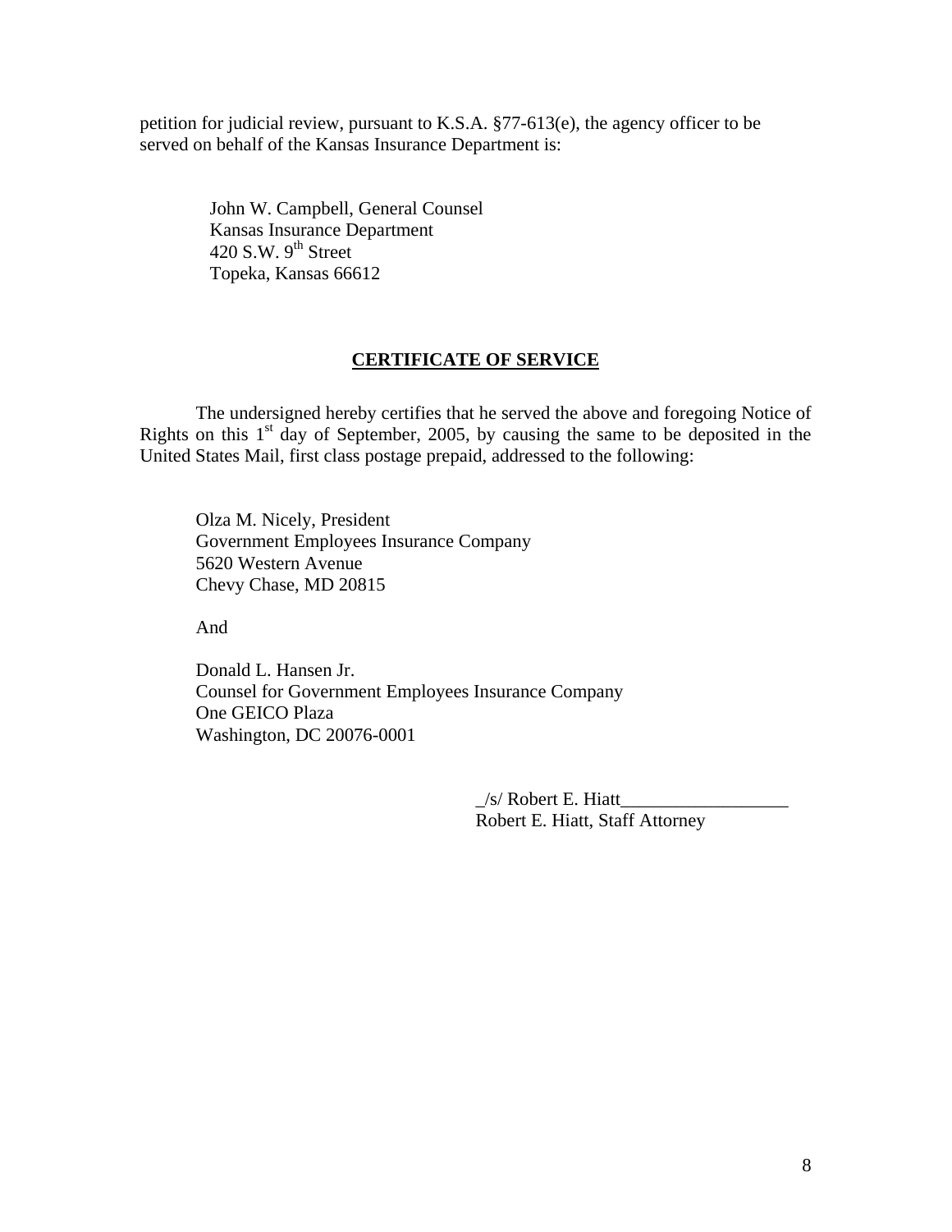petition for judicial review, pursuant to K.S.A. §77-613(e), the agency officer to be served on behalf of the Kansas Insurance Department is:

John W. Campbell, General Counsel
Kansas Insurance Department
420 S.W. 9th Street
Topeka, Kansas 66612

## CERTIFICATE OF SERVICE

The undersigned hereby certifies that he served the above and foregoing Notice of Rights on this 1st day of September, 2005, by causing the same to be deposited in the United States Mail, first class postage prepaid, addressed to the following:

Olza M. Nicely, President
Government Employees Insurance Company
5620 Western Avenue
Chevy Chase, MD 20815

And

Donald L. Hansen Jr.
Counsel for Government Employees Insurance Company
One GEICO Plaza
Washington, DC 20076-0001

_/s/ Robert E. Hiatt__________________
Robert E. Hiatt, Staff Attorney